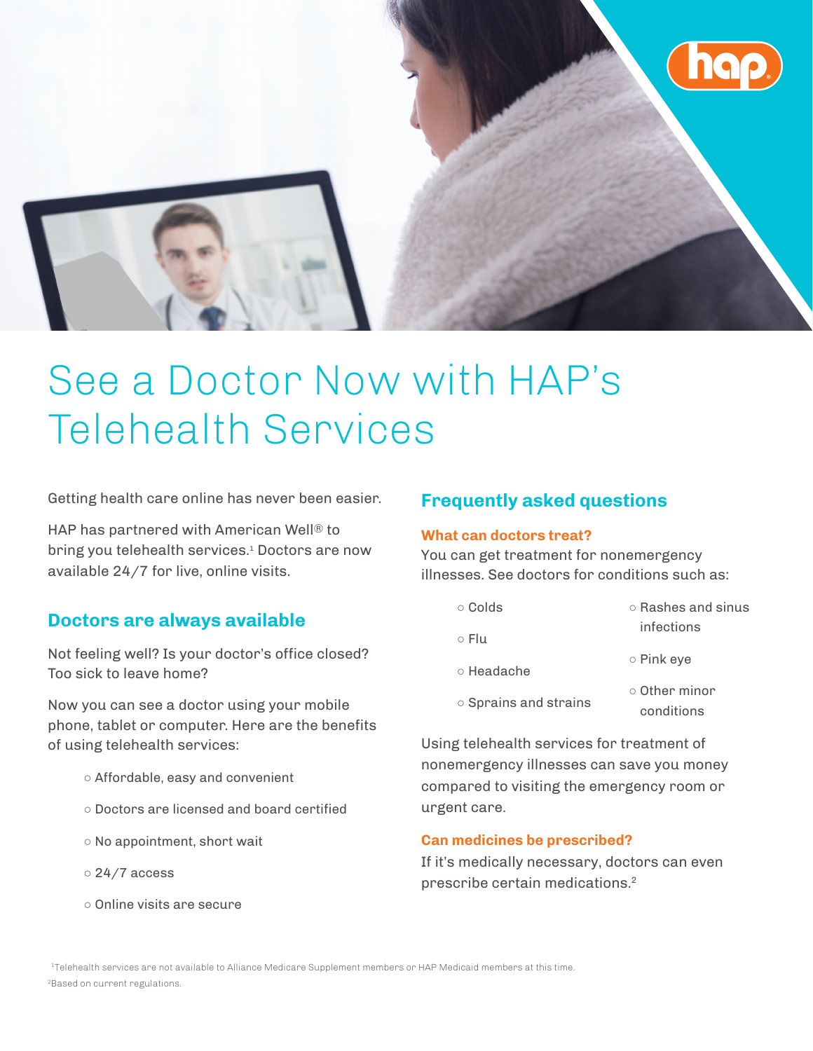# See a Doctor Now with HAP's Telehealth Services

Getting health care online has never been easier.

HAP has partnered with American Well® to bring you telehealth services.[1] Doctors are now available 24/7 for live, online visits.

## Doctors are always available

Not feeling well? Is your doctor's office closed? Too sick to leave home?

Now you can see a doctor using your mobile phone, tablet or computer. Here are the benefits of using telehealth services:

- Affordable, easy and convenient
- Doctors are licensed and board certified
- No appointment, short wait
- 24/7 access
- Online visits are secure

## Frequently asked questions

### What can doctors treat?

You can get treatment for nonemergency illnesses. See doctors for conditions such as:

- Colds
- Flu
- Headache
- Sprains and strains
- Rashes and sinus infections
- Pink eye
- Other minor conditions

Using telehealth services for treatment of nonemergency illnesses can save you money compared to visiting the emergency room or urgent care.

### Can medicines be prescribed?

If it's medically necessary, doctors can even prescribe certain medications.[2]

[1]Telehealth services are not available to Alliance Medicare Supplement members or HAP Medicaid members at this time.

[2]Based on current regulations.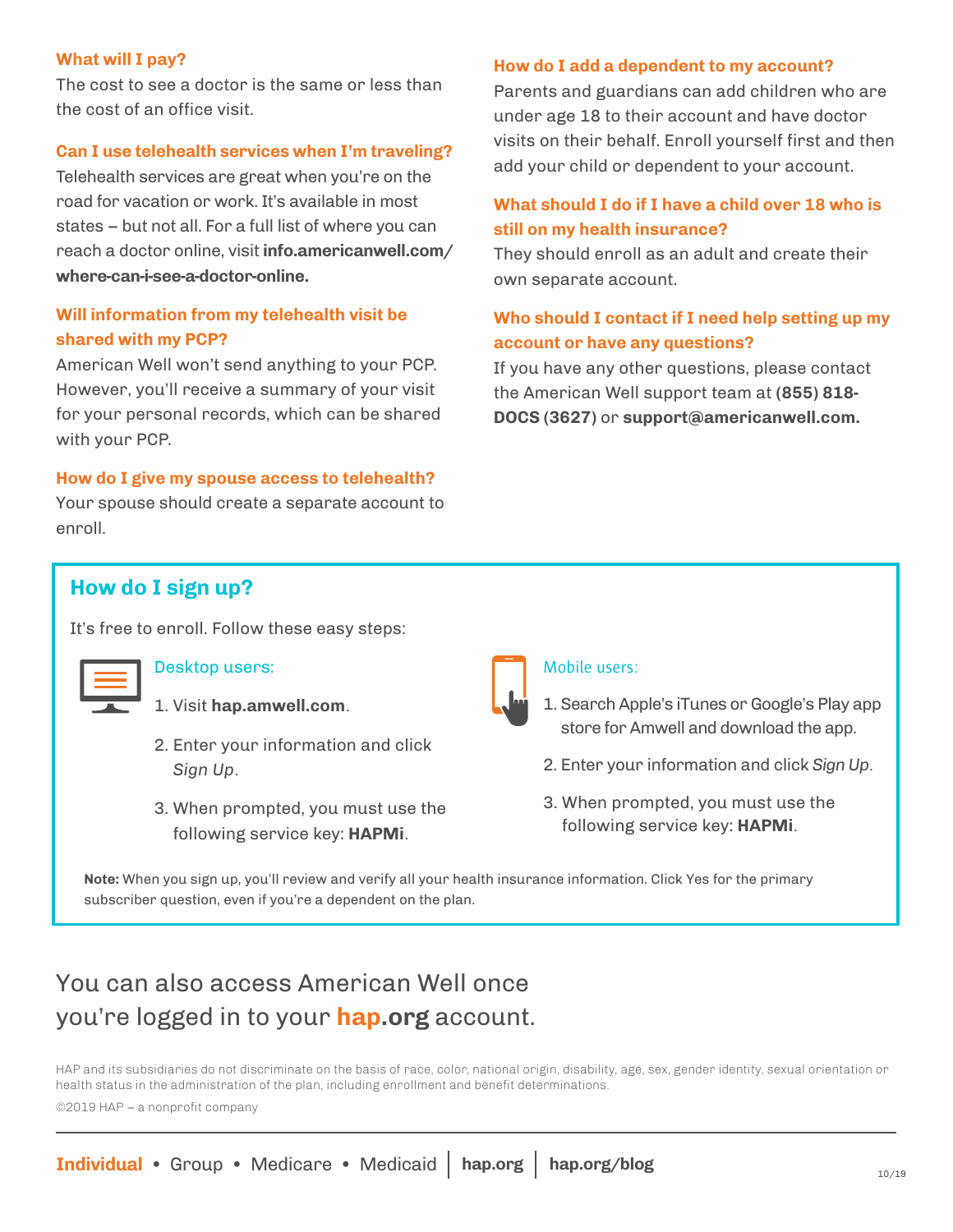### What will I pay?

The cost to see a doctor is the same or less than the cost of an office visit.

### Can I use telehealth services when I'm traveling?

Telehealth services are great when you're on the road for vacation or work. It's available in most states – but not all. For a full list of where you can reach a doctor online, visit **info.americanwell.com/where-can-i-see-a-doctor-online.**

### Will information from my telehealth visit be shared with my PCP?

American Well won't send anything to your PCP. However, you'll receive a summary of your visit for your personal records, which can be shared with your PCP.

### How do I give my spouse access to telehealth?

Your spouse should create a separate account to enroll.

### How do I add a dependent to my account?

Parents and guardians can add children who are under age 18 to their account and have doctor visits on their behalf. Enroll yourself first and then add your child or dependent to your account.

### What should I do if I have a child over 18 who is still on my health insurance?

They should enroll as an adult and create their own separate account.

### Who should I contact if I need help setting up my account or have any questions?

If you have any other questions, please contact the American Well support team at **(855) 818-DOCS (3627)** or **support@americanwell.com.**

## How do I sign up?

It's free to enroll. Follow these easy steps:

**Desktop users:**

1. Visit **hap.amwell.com**.
2. Enter your information and click *Sign Up*.
3. When prompted, you must use the following service key: **HAPMi**.

**Mobile users:**

1. Search Apple's iTunes or Google's Play app store for Amwell and download the app.
2. Enter your information and click *Sign Up*.
3. When prompted, you must use the following service key: **HAPMi**.

**Note:** When you sign up, you'll review and verify all your health insurance information. Click Yes for the primary subscriber question, even if you're a dependent on the plan.

## You can also access American Well once you're logged in to your **hap.org** account.

HAP and its subsidiaries do not discriminate on the basis of race, color, national origin, disability, age, sex, gender identity, sexual orientation or health status in the administration of the plan, including enrollment and benefit determinations.

©2019 HAP – a nonprofit company

**Individual** • Group • Medicare • Medicaid | **hap.org** | **hap.org/blog**

10/19